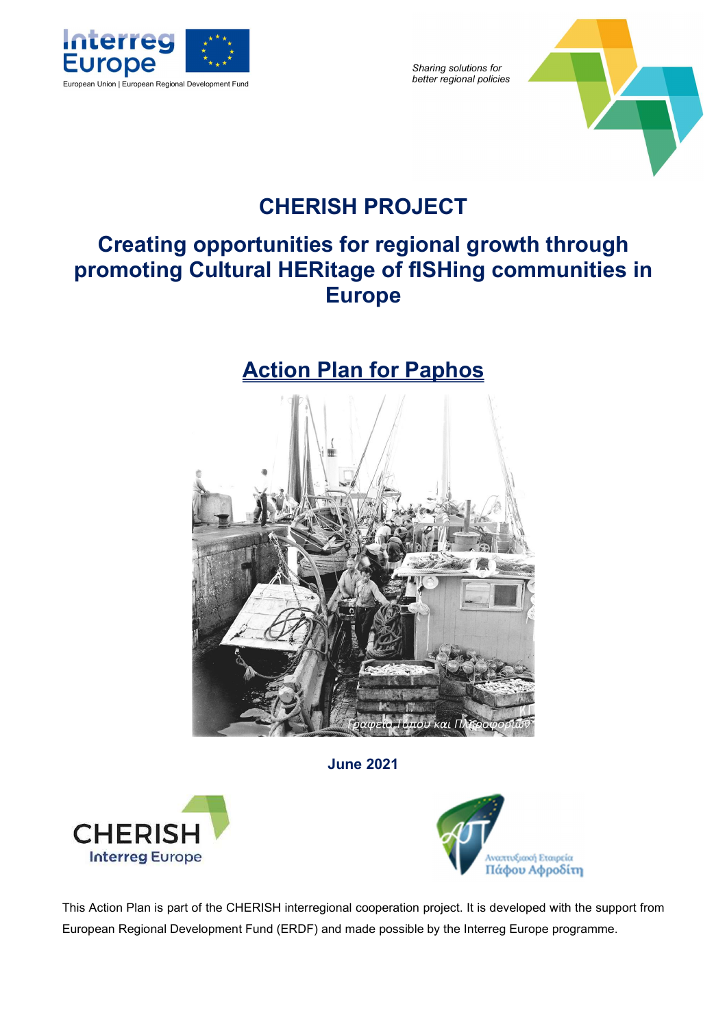European Union | European Regional Development Fund

*Sharing solutions for better regional policies*

# CHERISH PROJECT

## Creating opportunities for regional growth through promoting Cultural HERitage of fISHing communities in Europe

## Action Plan for Paphos

Γραφείο Τύπου και Πληροφοριών

**June 2021**

Αναπτυξιακή Εταιρεία Πάφου Αφροδίτη

This Action Plan is part of the CHERISH interregional cooperation project. It is developed with the support from European Regional Development Fund (ERDF) and made possible by the Interreg Europe programme.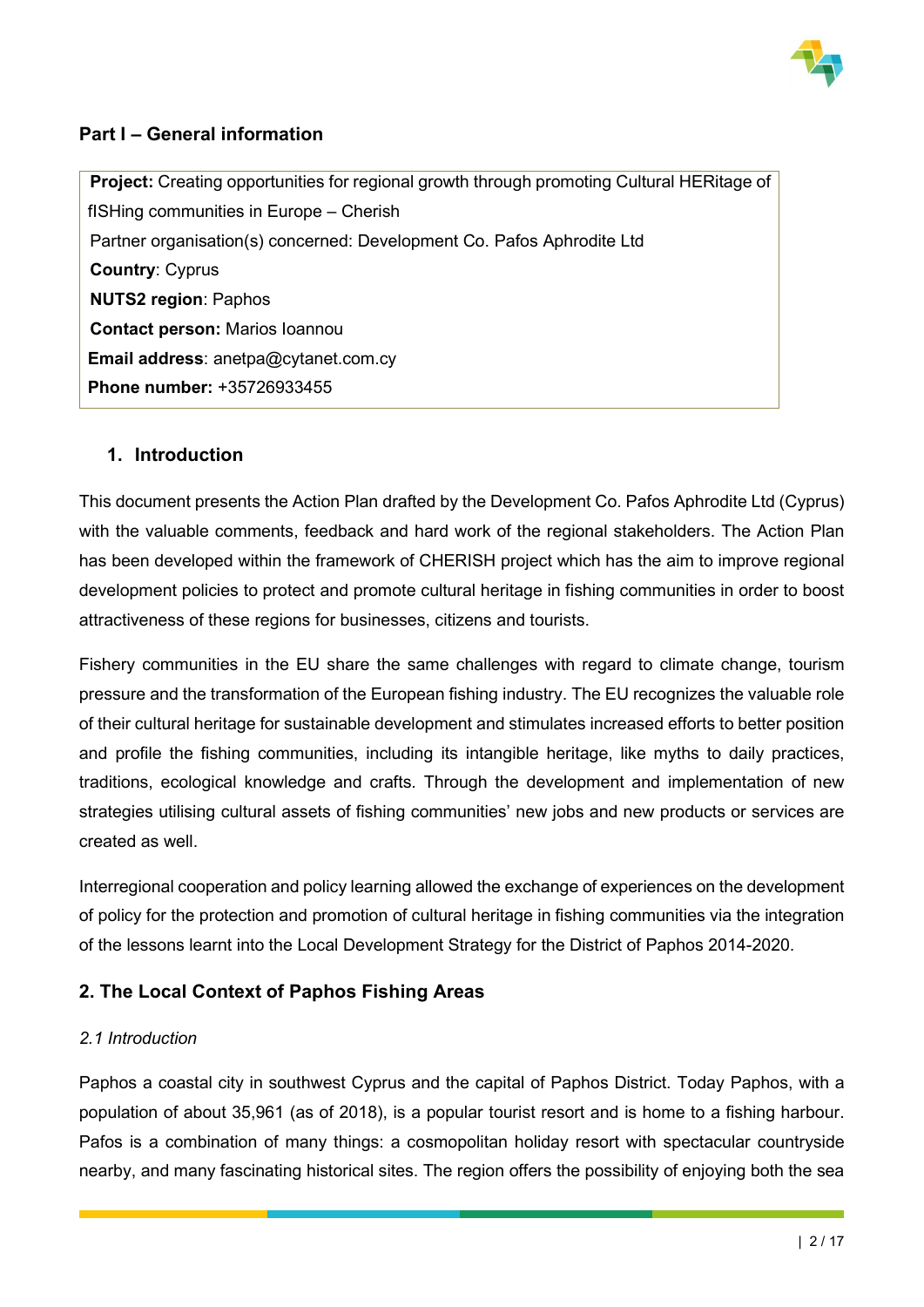## Part I – General information

**Project:** Creating opportunities for regional growth through promoting Cultural HERitage of fISHing communities in Europe – Cherish
Partner organisation(s) concerned: Development Co. Pafos Aphrodite Ltd
**Country**: Cyprus
**NUTS2 region**: Paphos
**Contact person:** Marios Ioannou
**Email address**: anetpa@cytanet.com.cy
**Phone number:** +35726933455

### 1. Introduction

This document presents the Action Plan drafted by the Development Co. Pafos Aphrodite Ltd (Cyprus) with the valuable comments, feedback and hard work of the regional stakeholders. The Action Plan has been developed within the framework of CHERISH project which has the aim to improve regional development policies to protect and promote cultural heritage in fishing communities in order to boost attractiveness of these regions for businesses, citizens and tourists.

Fishery communities in the EU share the same challenges with regard to climate change, tourism pressure and the transformation of the European fishing industry. The EU recognizes the valuable role of their cultural heritage for sustainable development and stimulates increased efforts to better position and profile the fishing communities, including its intangible heritage, like myths to daily practices, traditions, ecological knowledge and crafts. Through the development and implementation of new strategies utilising cultural assets of fishing communities' new jobs and new products or services are created as well.

Interregional cooperation and policy learning allowed the exchange of experiences on the development of policy for the protection and promotion of cultural heritage in fishing communities via the integration of the lessons learnt into the Local Development Strategy for the District of Paphos 2014-2020.

### 2. The Local Context of Paphos Fishing Areas

*2.1 Introduction*

Paphos a coastal city in southwest Cyprus and the capital of Paphos District. Today Paphos, with a population of about 35,961 (as of 2018), is a popular tourist resort and is home to a fishing harbour. Pafos is a combination of many things: a cosmopolitan holiday resort with spectacular countryside nearby, and many fascinating historical sites. The region offers the possibility of enjoying both the sea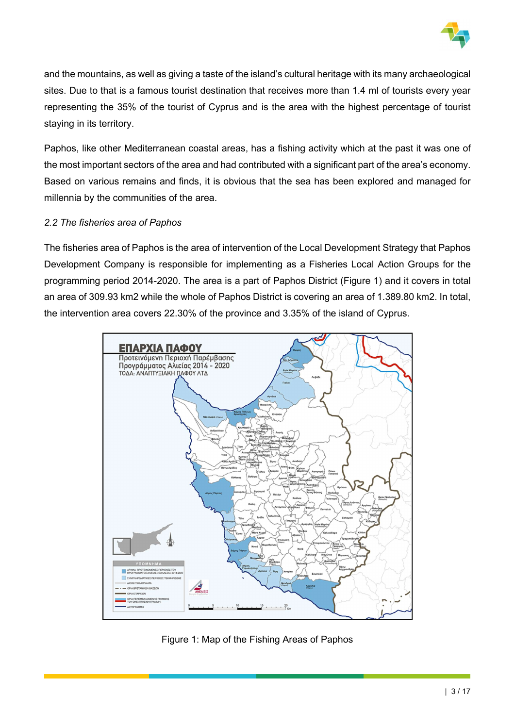and the mountains, as well as giving a taste of the island's cultural heritage with its many archaeological sites. Due to that is a famous tourist destination that receives more than 1.4 ml of tourists every year representing the 35% of the tourist of Cyprus and is the area with the highest percentage of tourist staying in its territory.

Paphos, like other Mediterranean coastal areas, has a fishing activity which at the past it was one of the most important sectors of the area and had contributed with a significant part of the area's economy. Based on various remains and finds, it is obvious that the sea has been explored and managed for millennia by the communities of the area.

### *2.2 The fisheries area of Paphos*

The fisheries area of Paphos is the area of intervention of the Local Development Strategy that Paphos Development Company is responsible for implementing as a Fisheries Local Action Groups for the programming period 2014-2020. The area is a part of Paphos District (Figure 1) and it covers in total an area of 309.93 km2 while the whole of Paphos District is covering an area of 1.389.80 km2. In total, the intervention area covers 22.30% of the province and 3.35% of the island of Cyprus.

Figure 1: Map of the Fishing Areas of Paphos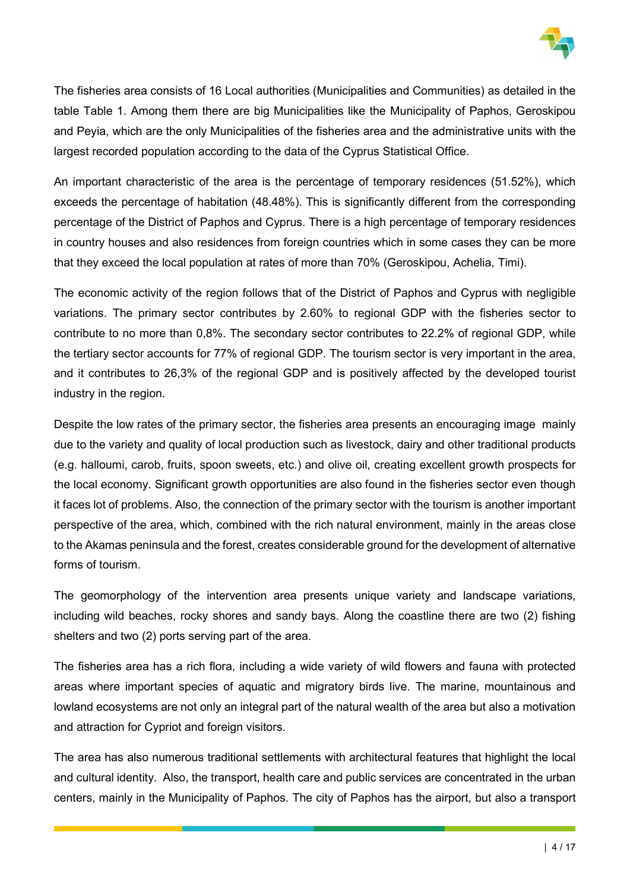The fisheries area consists of 16 Local authorities (Municipalities and Communities) as detailed in the table Table 1. Among them there are big Municipalities like the Municipality of Paphos, Geroskipou and Peyia, which are the only Municipalities of the fisheries area and the administrative units with the largest recorded population according to the data of the Cyprus Statistical Office.

An important characteristic of the area is the percentage of temporary residences (51.52%), which exceeds the percentage of habitation (48.48%). This is significantly different from the corresponding percentage of the District of Paphos and Cyprus. There is a high percentage of temporary residences in country houses and also residences from foreign countries which in some cases they can be more that they exceed the local population at rates of more than 70% (Geroskipou, Achelia, Timi).

The economic activity of the region follows that of the District of Paphos and Cyprus with negligible variations. The primary sector contributes by 2.60% to regional GDP with the fisheries sector to contribute to no more than 0,8%. The secondary sector contributes to 22.2% of regional GDP, while the tertiary sector accounts for 77% of regional GDP. The tourism sector is very important in the area, and it contributes to 26,3% of the regional GDP and is positively affected by the developed tourist industry in the region.

Despite the low rates of the primary sector, the fisheries area presents an encouraging image mainly due to the variety and quality of local production such as livestock, dairy and other traditional products (e.g. halloumi, carob, fruits, spoon sweets, etc.) and olive oil, creating excellent growth prospects for the local economy. Significant growth opportunities are also found in the fisheries sector even though it faces lot of problems. Also, the connection of the primary sector with the tourism is another important perspective of the area, which, combined with the rich natural environment, mainly in the areas close to the Akamas peninsula and the forest, creates considerable ground for the development of alternative forms of tourism.

The geomorphology of the intervention area presents unique variety and landscape variations, including wild beaches, rocky shores and sandy bays. Along the coastline there are two (2) fishing shelters and two (2) ports serving part of the area.

The fisheries area has a rich flora, including a wide variety of wild flowers and fauna with protected areas where important species of aquatic and migratory birds live. The marine, mountainous and lowland ecosystems are not only an integral part of the natural wealth of the area but also a motivation and attraction for Cypriot and foreign visitors.

The area has also numerous traditional settlements with architectural features that highlight the local and cultural identity. Also, the transport, health care and public services are concentrated in the urban centers, mainly in the Municipality of Paphos. The city of Paphos has the airport, but also a transport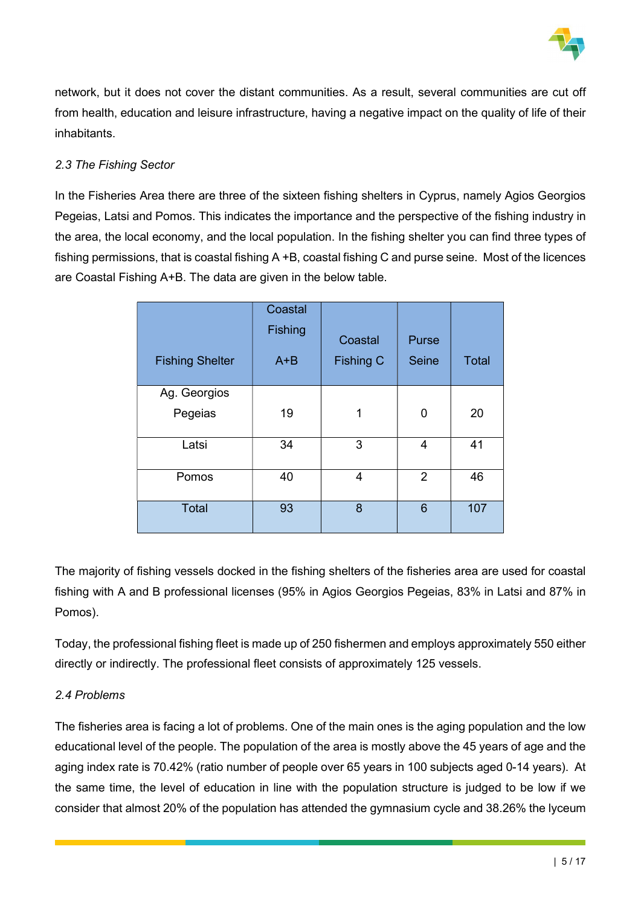network, but it does not cover the distant communities. As a result, several communities are cut off from health, education and leisure infrastructure, having a negative impact on the quality of life of their inhabitants.

### *2.3 The Fishing Sector*

In the Fisheries Area there are three of the sixteen fishing shelters in Cyprus, namely Agios Georgios Pegeias, Latsi and Pomos. This indicates the importance and the perspective of the fishing industry in the area, the local economy, and the local population. In the fishing shelter you can find three types of fishing permissions, that is coastal fishing A +B, coastal fishing C and purse seine. Most of the licences are Coastal Fishing A+B. The data are given in the below table.

| Fishing Shelter | Coastal Fishing A+B | Coastal Fishing C | Purse Seine | Total |
|---|---|---|---|---|
| Ag. Georgios Pegeias | 19 | 1 | 0 | 20 |
| Latsi | 34 | 3 | 4 | 41 |
| Pomos | 40 | 4 | 2 | 46 |
| Total | 93 | 8 | 6 | 107 |

The majority of fishing vessels docked in the fishing shelters of the fisheries area are used for coastal fishing with A and B professional licenses (95% in Agios Georgios Pegeias, 83% in Latsi and 87% in Pomos).

Today, the professional fishing fleet is made up of 250 fishermen and employs approximately 550 either directly or indirectly. The professional fleet consists of approximately 125 vessels.

### *2.4 Problems*

The fisheries area is facing a lot of problems. One of the main ones is the aging population and the low educational level of the people. The population of the area is mostly above the 45 years of age and the aging index rate is 70.42% (ratio number of people over 65 years in 100 subjects aged 0-14 years). At the same time, the level of education in line with the population structure is judged to be low if we consider that almost 20% of the population has attended the gymnasium cycle and 38.26% the lyceum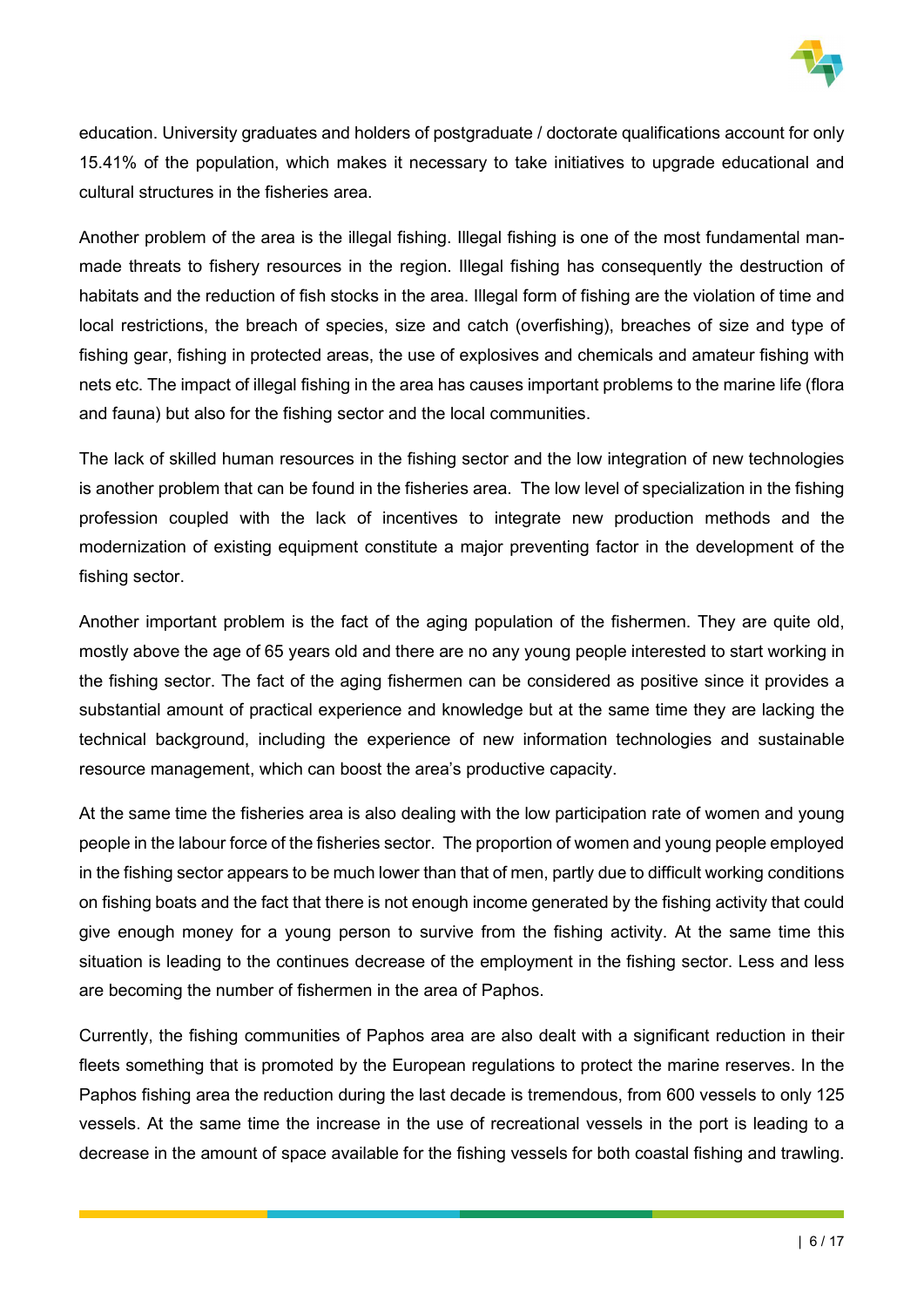education. University graduates and holders of postgraduate / doctorate qualifications account for only 15.41% of the population, which makes it necessary to take initiatives to upgrade educational and cultural structures in the fisheries area.

Another problem of the area is the illegal fishing. Illegal fishing is one of the most fundamental man-made threats to fishery resources in the region. Illegal fishing has consequently the destruction of habitats and the reduction of fish stocks in the area. Illegal form of fishing are the violation of time and local restrictions, the breach of species, size and catch (overfishing), breaches of size and type of fishing gear, fishing in protected areas, the use of explosives and chemicals and amateur fishing with nets etc. The impact of illegal fishing in the area has causes important problems to the marine life (flora and fauna) but also for the fishing sector and the local communities.

The lack of skilled human resources in the fishing sector and the low integration of new technologies is another problem that can be found in the fisheries area. The low level of specialization in the fishing profession coupled with the lack of incentives to integrate new production methods and the modernization of existing equipment constitute a major preventing factor in the development of the fishing sector.

Another important problem is the fact of the aging population of the fishermen. They are quite old, mostly above the age of 65 years old and there are no any young people interested to start working in the fishing sector. The fact of the aging fishermen can be considered as positive since it provides a substantial amount of practical experience and knowledge but at the same time they are lacking the technical background, including the experience of new information technologies and sustainable resource management, which can boost the area's productive capacity.

At the same time the fisheries area is also dealing with the low participation rate of women and young people in the labour force of the fisheries sector. The proportion of women and young people employed in the fishing sector appears to be much lower than that of men, partly due to difficult working conditions on fishing boats and the fact that there is not enough income generated by the fishing activity that could give enough money for a young person to survive from the fishing activity. At the same time this situation is leading to the continues decrease of the employment in the fishing sector. Less and less are becoming the number of fishermen in the area of Paphos.

Currently, the fishing communities of Paphos area are also dealt with a significant reduction in their fleets something that is promoted by the European regulations to protect the marine reserves. In the Paphos fishing area the reduction during the last decade is tremendous, from 600 vessels to only 125 vessels. At the same time the increase in the use of recreational vessels in the port is leading to a decrease in the amount of space available for the fishing vessels for both coastal fishing and trawling.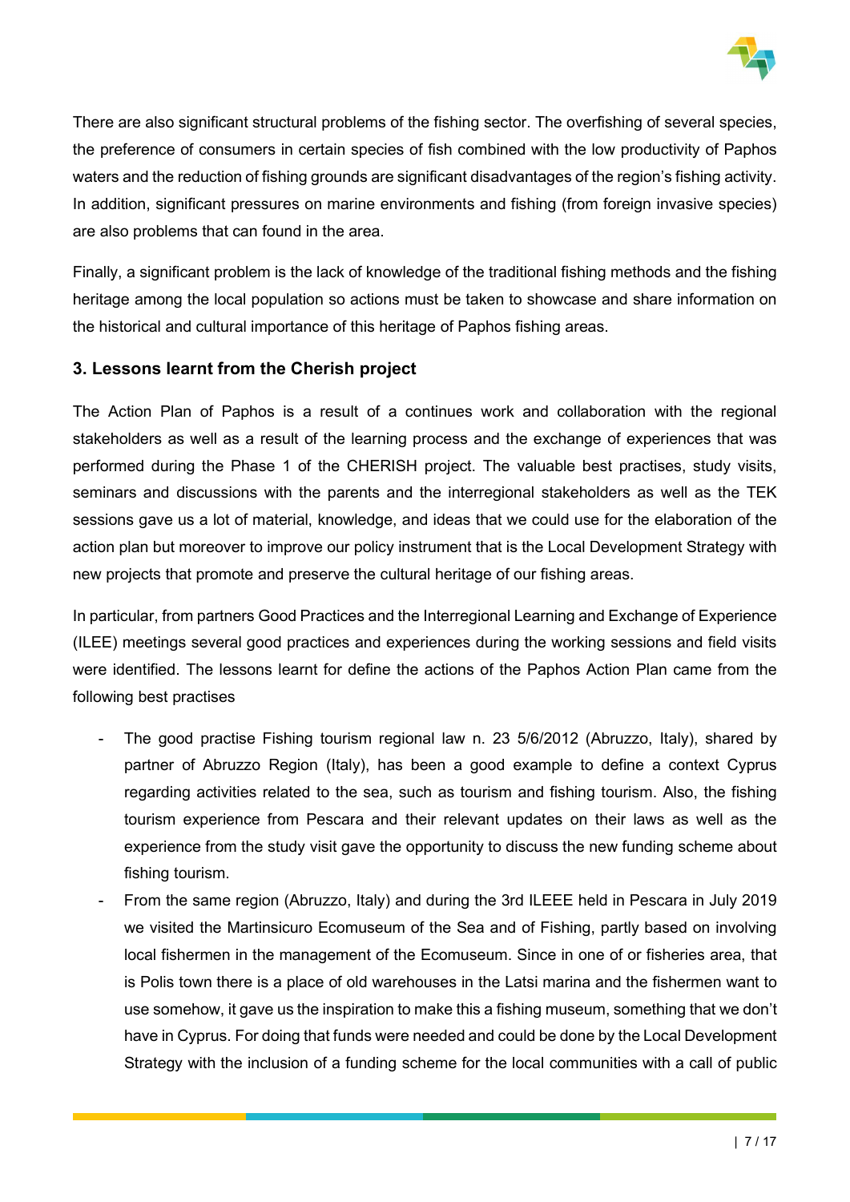There are also significant structural problems of the fishing sector. The overfishing of several species, the preference of consumers in certain species of fish combined with the low productivity of Paphos waters and the reduction of fishing grounds are significant disadvantages of the region's fishing activity. In addition, significant pressures on marine environments and fishing (from foreign invasive species) are also problems that can found in the area.

Finally, a significant problem is the lack of knowledge of the traditional fishing methods and the fishing heritage among the local population so actions must be taken to showcase and share information on the historical and cultural importance of this heritage of Paphos fishing areas.

## 3. Lessons learnt from the Cherish project

The Action Plan of Paphos is a result of a continues work and collaboration with the regional stakeholders as well as a result of the learning process and the exchange of experiences that was performed during the Phase 1 of the CHERISH project. The valuable best practises, study visits, seminars and discussions with the parents and the interregional stakeholders as well as the TEK sessions gave us a lot of material, knowledge, and ideas that we could use for the elaboration of the action plan but moreover to improve our policy instrument that is the Local Development Strategy with new projects that promote and preserve the cultural heritage of our fishing areas.

In particular, from partners Good Practices and the Interregional Learning and Exchange of Experience (ILEE) meetings several good practices and experiences during the working sessions and field visits were identified. The lessons learnt for define the actions of the Paphos Action Plan came from the following best practises

- The good practise Fishing tourism regional law n. 23 5/6/2012 (Abruzzo, Italy), shared by partner of Abruzzo Region (Italy), has been a good example to define a context Cyprus regarding activities related to the sea, such as tourism and fishing tourism. Also, the fishing tourism experience from Pescara and their relevant updates on their laws as well as the experience from the study visit gave the opportunity to discuss the new funding scheme about fishing tourism.
- From the same region (Abruzzo, Italy) and during the 3rd ILEEE held in Pescara in July 2019 we visited the Martinsicuro Ecomuseum of the Sea and of Fishing, partly based on involving local fishermen in the management of the Ecomuseum. Since in one of or fisheries area, that is Polis town there is a place of old warehouses in the Latsi marina and the fishermen want to use somehow, it gave us the inspiration to make this a fishing museum, something that we don't have in Cyprus. For doing that funds were needed and could be done by the Local Development Strategy with the inclusion of a funding scheme for the local communities with a call of public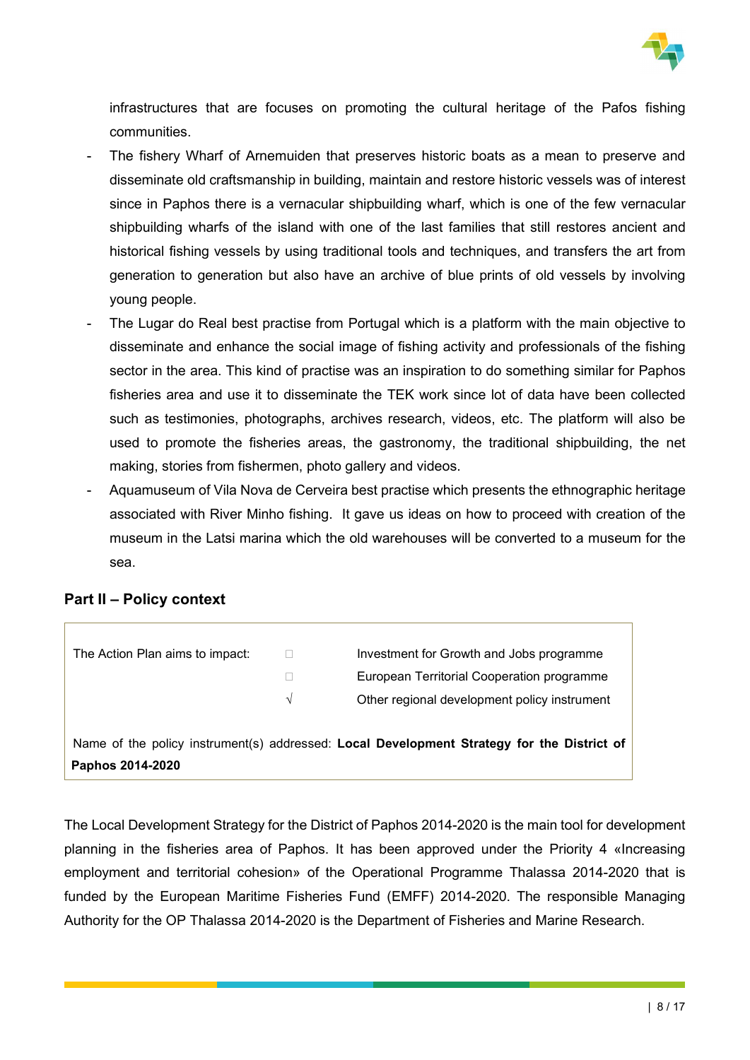infrastructures that are focuses on promoting the cultural heritage of the Pafos fishing communities.

- The fishery Wharf of Arnemuiden that preserves historic boats as a mean to preserve and disseminate old craftsmanship in building, maintain and restore historic vessels was of interest since in Paphos there is a vernacular shipbuilding wharf, which is one of the few vernacular shipbuilding wharfs of the island with one of the last families that still restores ancient and historical fishing vessels by using traditional tools and techniques, and transfers the art from generation to generation but also have an archive of blue prints of old vessels by involving young people.
- The Lugar do Real best practise from Portugal which is a platform with the main objective to disseminate and enhance the social image of fishing activity and professionals of the fishing sector in the area. This kind of practise was an inspiration to do something similar for Paphos fisheries area and use it to disseminate the TEK work since lot of data have been collected such as testimonies, photographs, archives research, videos, etc. The platform will also be used to promote the fisheries areas, the gastronomy, the traditional shipbuilding, the net making, stories from fishermen, photo gallery and videos.
- Aquamuseum of Vila Nova de Cerveira best practise which presents the ethnographic heritage associated with River Minho fishing. It gave us ideas on how to proceed with creation of the museum in the Latsi marina which the old warehouses will be converted to a museum for the sea.

## Part II – Policy context

| The Action Plan aims to impact: | ☐ | Investment for Growth and Jobs programme |
|---|---|---|
| | ☐ | European Territorial Cooperation programme |
| | √ | Other regional development policy instrument |

Name of the policy instrument(s) addressed: **Local Development Strategy for the District of Paphos 2014-2020**

The Local Development Strategy for the District of Paphos 2014-2020 is the main tool for development planning in the fisheries area of Paphos. It has been approved under the Priority 4 «Increasing employment and territorial cohesion» of the Operational Programme Thalassa 2014-2020 that is funded by the European Maritime Fisheries Fund (EMFF) 2014-2020. The responsible Managing Authority for the OP Thalassa 2014-2020 is the Department of Fisheries and Marine Research.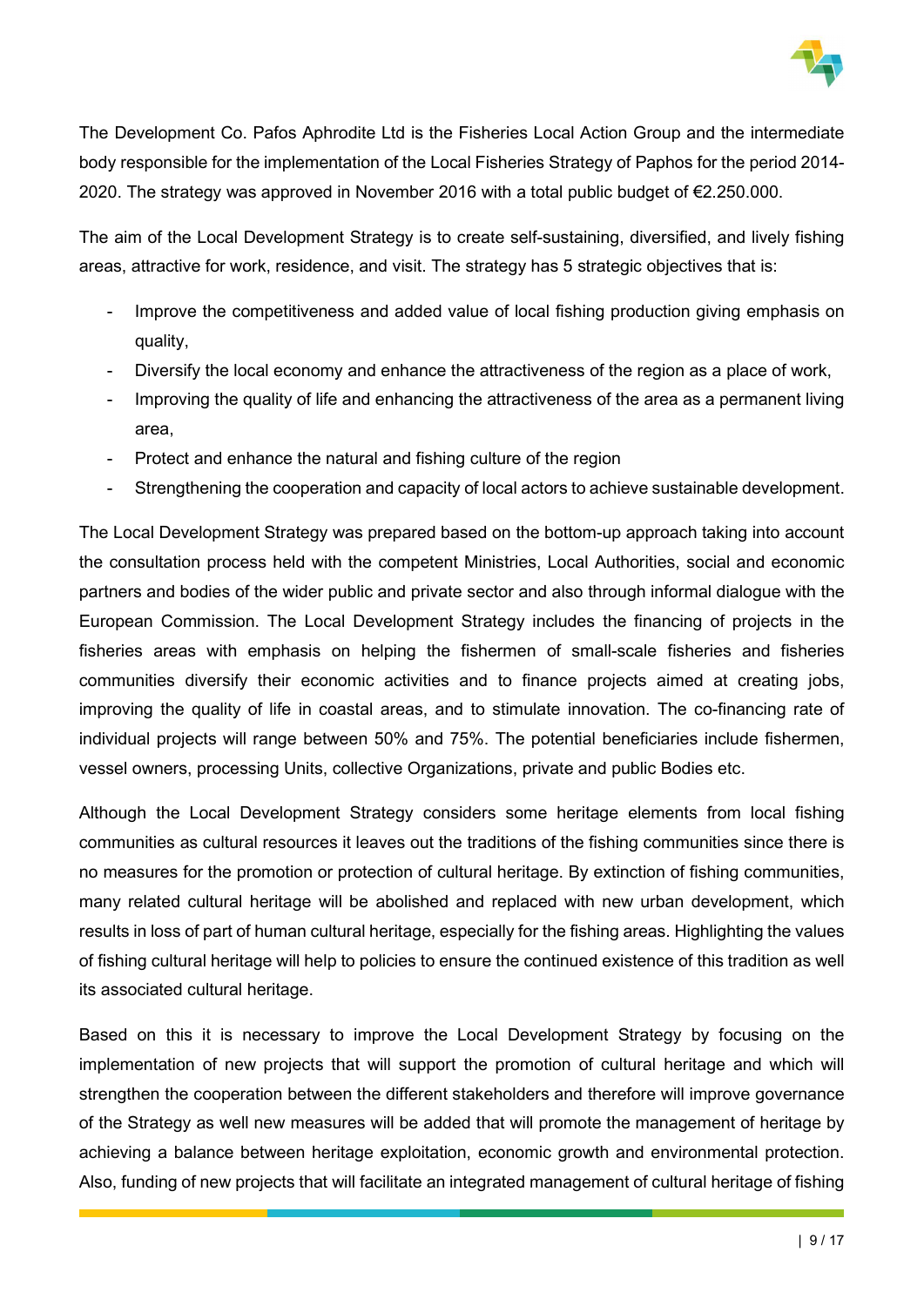The Development Co. Pafos Aphrodite Ltd is the Fisheries Local Action Group and the intermediate body responsible for the implementation of the Local Fisheries Strategy of Paphos for the period 2014-2020. The strategy was approved in November 2016 with a total public budget of €2.250.000.

The aim of the Local Development Strategy is to create self-sustaining, diversified, and lively fishing areas, attractive for work, residence, and visit. The strategy has 5 strategic objectives that is:

- Improve the competitiveness and added value of local fishing production giving emphasis on quality,
- Diversify the local economy and enhance the attractiveness of the region as a place of work,
- Improving the quality of life and enhancing the attractiveness of the area as a permanent living area,
- Protect and enhance the natural and fishing culture of the region
- Strengthening the cooperation and capacity of local actors to achieve sustainable development.

The Local Development Strategy was prepared based on the bottom-up approach taking into account the consultation process held with the competent Ministries, Local Authorities, social and economic partners and bodies of the wider public and private sector and also through informal dialogue with the European Commission. The Local Development Strategy includes the financing of projects in the fisheries areas with emphasis on helping the fishermen of small-scale fisheries and fisheries communities diversify their economic activities and to finance projects aimed at creating jobs, improving the quality of life in coastal areas, and to stimulate innovation. The co-financing rate of individual projects will range between 50% and 75%. The potential beneficiaries include fishermen, vessel owners, processing Units, collective Organizations, private and public Bodies etc.

Although the Local Development Strategy considers some heritage elements from local fishing communities as cultural resources it leaves out the traditions of the fishing communities since there is no measures for the promotion or protection of cultural heritage. By extinction of fishing communities, many related cultural heritage will be abolished and replaced with new urban development, which results in loss of part of human cultural heritage, especially for the fishing areas. Highlighting the values of fishing cultural heritage will help to policies to ensure the continued existence of this tradition as well its associated cultural heritage.

Based on this it is necessary to improve the Local Development Strategy by focusing on the implementation of new projects that will support the promotion of cultural heritage and which will strengthen the cooperation between the different stakeholders and therefore will improve governance of the Strategy as well new measures will be added that will promote the management of heritage by achieving a balance between heritage exploitation, economic growth and environmental protection. Also, funding of new projects that will facilitate an integrated management of cultural heritage of fishing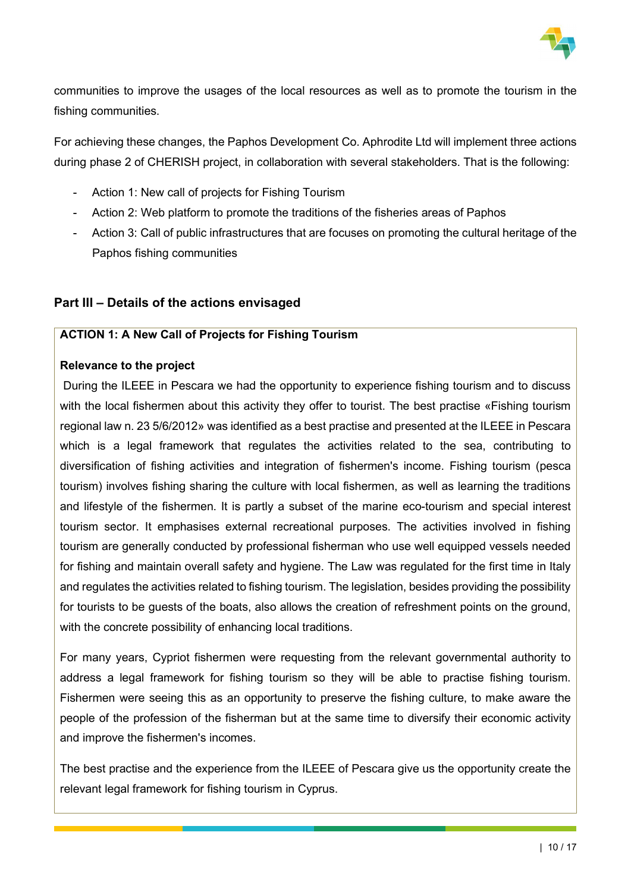communities to improve the usages of the local resources as well as to promote the tourism in the fishing communities.

For achieving these changes, the Paphos Development Co. Aphrodite Ltd will implement three actions during phase 2 of CHERISH project, in collaboration with several stakeholders. That is the following:

- Action 1: New call of projects for Fishing Tourism
- Action 2: Web platform to promote the traditions of the fisheries areas of Paphos
- Action 3: Call of public infrastructures that are focuses on promoting the cultural heritage of the Paphos fishing communities

## Part III – Details of the actions envisaged

**ACTION 1: A New Call of Projects for Fishing Tourism**

**Relevance to the project**

During the ILEEE in Pescara we had the opportunity to experience fishing tourism and to discuss with the local fishermen about this activity they offer to tourist. The best practise «Fishing tourism regional law n. 23 5/6/2012» was identified as a best practise and presented at the ILEEE in Pescara which is a legal framework that regulates the activities related to the sea, contributing to diversification of fishing activities and integration of fishermen's income. Fishing tourism (pesca tourism) involves fishing sharing the culture with local fishermen, as well as learning the traditions and lifestyle of the fishermen. It is partly a subset of the marine eco-tourism and special interest tourism sector. It emphasises external recreational purposes. The activities involved in fishing tourism are generally conducted by professional fisherman who use well equipped vessels needed for fishing and maintain overall safety and hygiene. The Law was regulated for the first time in Italy and regulates the activities related to fishing tourism. The legislation, besides providing the possibility for tourists to be guests of the boats, also allows the creation of refreshment points on the ground, with the concrete possibility of enhancing local traditions.

For many years, Cypriot fishermen were requesting from the relevant governmental authority to address a legal framework for fishing tourism so they will be able to practise fishing tourism. Fishermen were seeing this as an opportunity to preserve the fishing culture, to make aware the people of the profession of the fisherman but at the same time to diversify their economic activity and improve the fishermen's incomes.

The best practise and the experience from the ILEEE of Pescara give us the opportunity create the relevant legal framework for fishing tourism in Cyprus.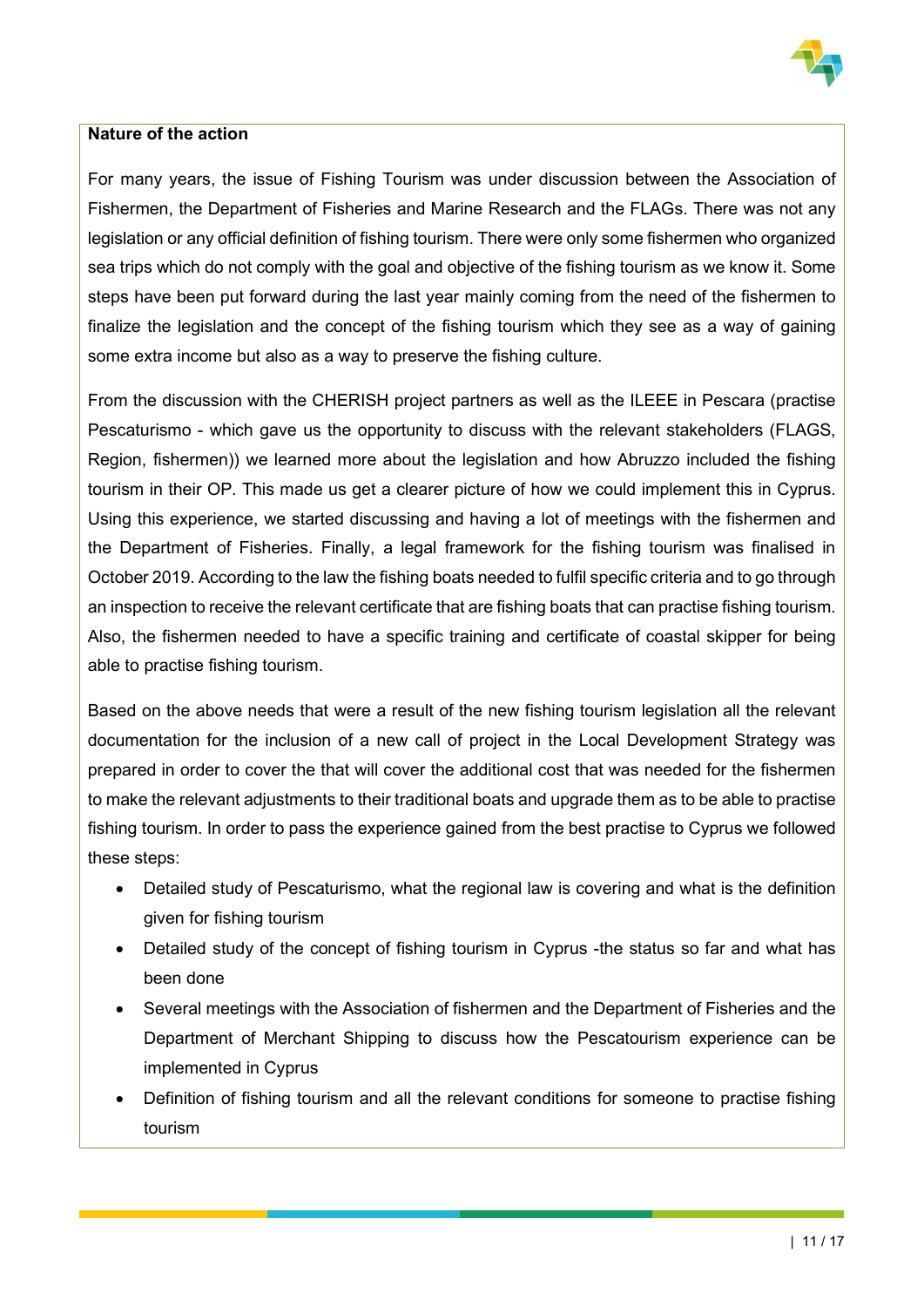**Nature of the action**

For many years, the issue of Fishing Tourism was under discussion between the Association of Fishermen, the Department of Fisheries and Marine Research and the FLAGs. There was not any legislation or any official definition of fishing tourism. There were only some fishermen who organized sea trips which do not comply with the goal and objective of the fishing tourism as we know it. Some steps have been put forward during the last year mainly coming from the need of the fishermen to finalize the legislation and the concept of the fishing tourism which they see as a way of gaining some extra income but also as a way to preserve the fishing culture.

From the discussion with the CHERISH project partners as well as the ILEEE in Pescara (practise Pescaturismo - which gave us the opportunity to discuss with the relevant stakeholders (FLAGS, Region, fishermen)) we learned more about the legislation and how Abruzzo included the fishing tourism in their OP. This made us get a clearer picture of how we could implement this in Cyprus. Using this experience, we started discussing and having a lot of meetings with the fishermen and the Department of Fisheries. Finally, a legal framework for the fishing tourism was finalised in October 2019. According to the law the fishing boats needed to fulfil specific criteria and to go through an inspection to receive the relevant certificate that are fishing boats that can practise fishing tourism. Also, the fishermen needed to have a specific training and certificate of coastal skipper for being able to practise fishing tourism.

Based on the above needs that were a result of the new fishing tourism legislation all the relevant documentation for the inclusion of a new call of project in the Local Development Strategy was prepared in order to cover the that will cover the additional cost that was needed for the fishermen to make the relevant adjustments to their traditional boats and upgrade them as to be able to practise fishing tourism. In order to pass the experience gained from the best practise to Cyprus we followed these steps:

- Detailed study of Pescaturismo, what the regional law is covering and what is the definition given for fishing tourism
- Detailed study of the concept of fishing tourism in Cyprus -the status so far and what has been done
- Several meetings with the Association of fishermen and the Department of Fisheries and the Department of Merchant Shipping to discuss how the Pescatourism experience can be implemented in Cyprus
- Definition of fishing tourism and all the relevant conditions for someone to practise fishing tourism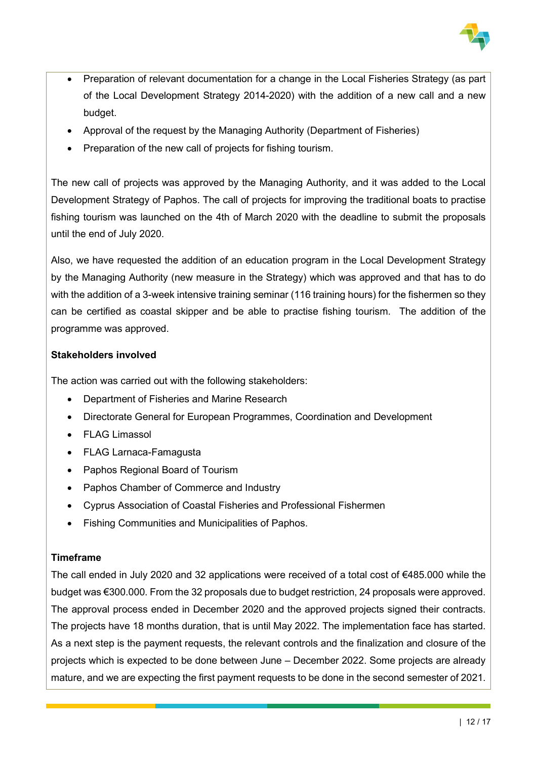- Preparation of relevant documentation for a change in the Local Fisheries Strategy (as part of the Local Development Strategy 2014-2020) with the addition of a new call and a new budget.
- Approval of the request by the Managing Authority (Department of Fisheries)
- Preparation of the new call of projects for fishing tourism.

The new call of projects was approved by the Managing Authority, and it was added to the Local Development Strategy of Paphos. The call of projects for improving the traditional boats to practise fishing tourism was launched on the 4th of March 2020 with the deadline to submit the proposals until the end of July 2020.

Also, we have requested the addition of an education program in the Local Development Strategy by the Managing Authority (new measure in the Strategy) which was approved and that has to do with the addition of a 3-week intensive training seminar (116 training hours) for the fishermen so they can be certified as coastal skipper and be able to practise fishing tourism. The addition of the programme was approved.

**Stakeholders involved**

The action was carried out with the following stakeholders:

- Department of Fisheries and Marine Research
- Directorate General for European Programmes, Coordination and Development
- FLAG Limassol
- FLAG Larnaca-Famagusta
- Paphos Regional Board of Tourism
- Paphos Chamber of Commerce and Industry
- Cyprus Association of Coastal Fisheries and Professional Fishermen
- Fishing Communities and Municipalities of Paphos.

**Timeframe**

The call ended in July 2020 and 32 applications were received of a total cost of €485.000 while the budget was €300.000. From the 32 proposals due to budget restriction, 24 proposals were approved. The approval process ended in December 2020 and the approved projects signed their contracts. The projects have 18 months duration, that is until May 2022. The implementation face has started. As a next step is the payment requests, the relevant controls and the finalization and closure of the projects which is expected to be done between June – December 2022. Some projects are already mature, and we are expecting the first payment requests to be done in the second semester of 2021.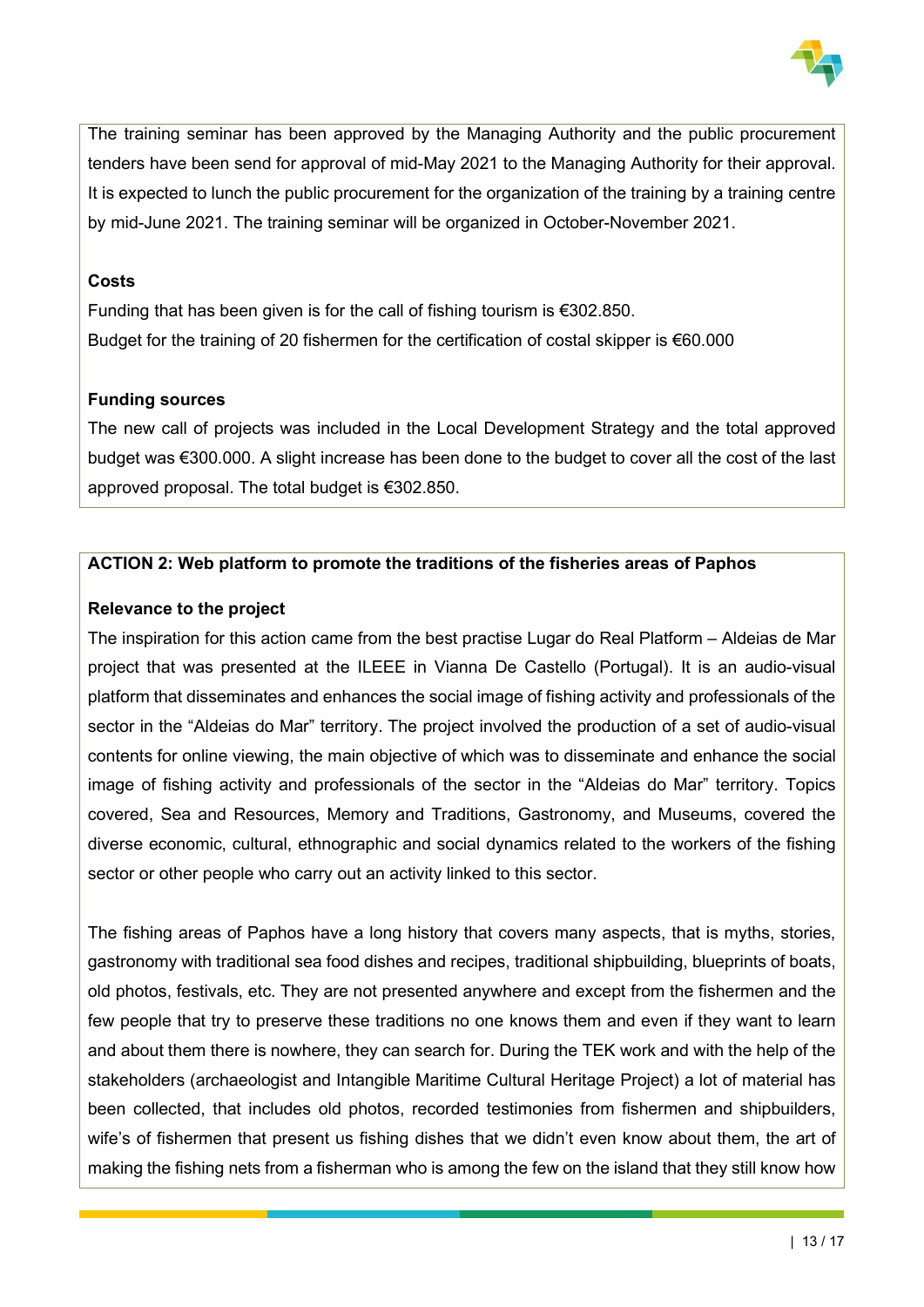The training seminar has been approved by the Managing Authority and the public procurement tenders have been send for approval of mid-May 2021 to the Managing Authority for their approval. It is expected to lunch the public procurement for the organization of the training by a training centre by mid-June 2021. The training seminar will be organized in October-November 2021.

**Costs**

Funding that has been given is for the call of fishing tourism is €302.850.
Budget for the training of 20 fishermen for the certification of costal skipper is €60.000

**Funding sources**

The new call of projects was included in the Local Development Strategy and the total approved budget was €300.000. A slight increase has been done to the budget to cover all the cost of the last approved proposal. The total budget is €302.850.

**ACTION 2: Web platform to promote the traditions of the fisheries areas of Paphos**

**Relevance to the project**

The inspiration for this action came from the best practise Lugar do Real Platform – Aldeias de Mar project that was presented at the ILEEE in Vianna De Castello (Portugal). It is an audio-visual platform that disseminates and enhances the social image of fishing activity and professionals of the sector in the "Aldeias do Mar" territory. The project involved the production of a set of audio-visual contents for online viewing, the main objective of which was to disseminate and enhance the social image of fishing activity and professionals of the sector in the "Aldeias do Mar" territory. Topics covered, Sea and Resources, Memory and Traditions, Gastronomy, and Museums, covered the diverse economic, cultural, ethnographic and social dynamics related to the workers of the fishing sector or other people who carry out an activity linked to this sector.

The fishing areas of Paphos have a long history that covers many aspects, that is myths, stories, gastronomy with traditional sea food dishes and recipes, traditional shipbuilding, blueprints of boats, old photos, festivals, etc. They are not presented anywhere and except from the fishermen and the few people that try to preserve these traditions no one knows them and even if they want to learn and about them there is nowhere, they can search for. During the TEK work and with the help of the stakeholders (archaeologist and Intangible Maritime Cultural Heritage Project) a lot of material has been collected, that includes old photos, recorded testimonies from fishermen and shipbuilders, wife's of fishermen that present us fishing dishes that we didn't even know about them, the art of making the fishing nets from a fisherman who is among the few on the island that they still know how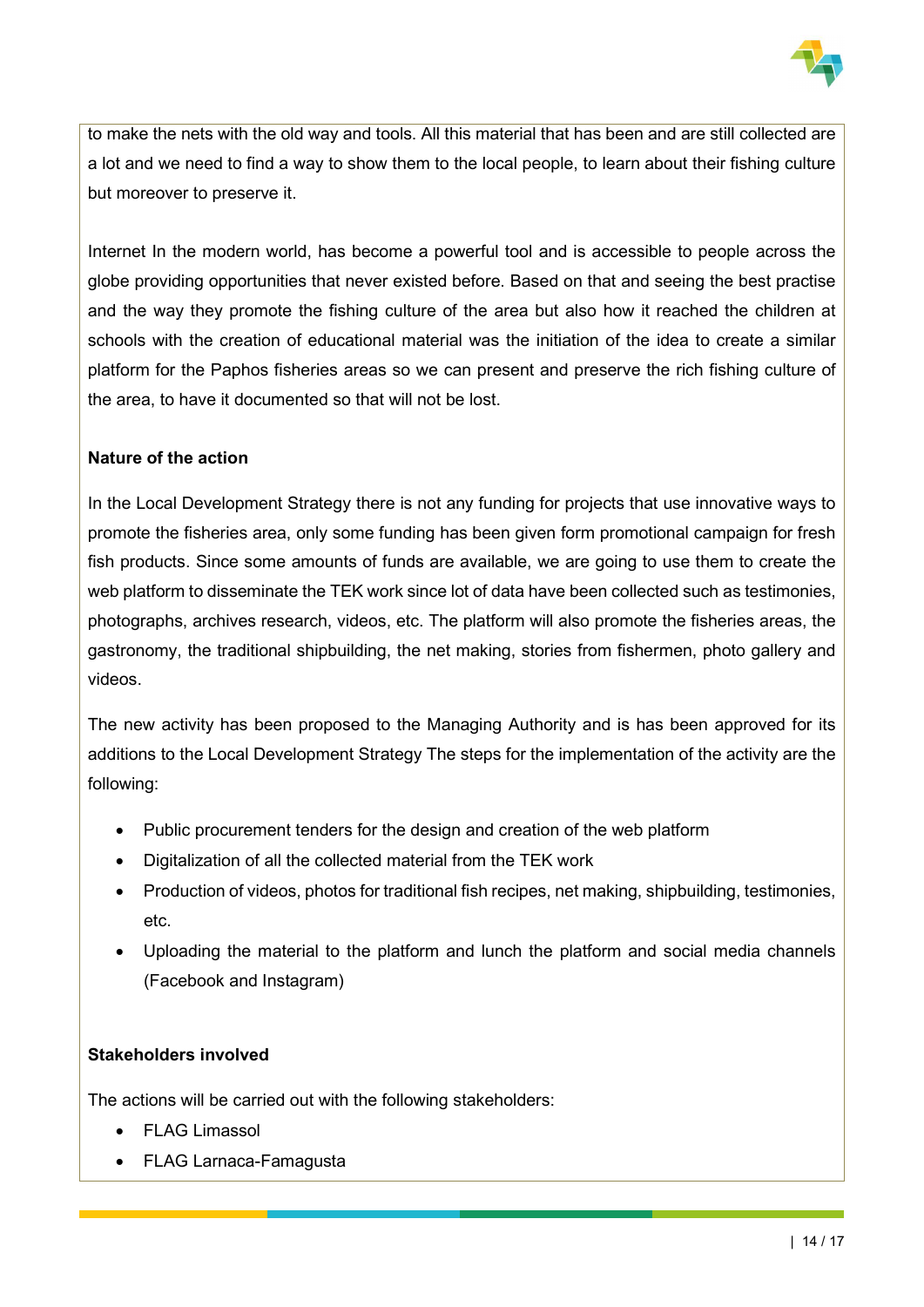to make the nets with the old way and tools. All this material that has been and are still collected are a lot and we need to find a way to show them to the local people, to learn about their fishing culture but moreover to preserve it.

Internet In the modern world, has become a powerful tool and is accessible to people across the globe providing opportunities that never existed before. Based on that and seeing the best practise and the way they promote the fishing culture of the area but also how it reached the children at schools with the creation of educational material was the initiation of the idea to create a similar platform for the Paphos fisheries areas so we can present and preserve the rich fishing culture of the area, to have it documented so that will not be lost.

**Nature of the action**

In the Local Development Strategy there is not any funding for projects that use innovative ways to promote the fisheries area, only some funding has been given form promotional campaign for fresh fish products. Since some amounts of funds are available, we are going to use them to create the web platform to disseminate the TEK work since lot of data have been collected such as testimonies, photographs, archives research, videos, etc. The platform will also promote the fisheries areas, the gastronomy, the traditional shipbuilding, the net making, stories from fishermen, photo gallery and videos.

The new activity has been proposed to the Managing Authority and is has been approved for its additions to the Local Development Strategy The steps for the implementation of the activity are the following:

- Public procurement tenders for the design and creation of the web platform
- Digitalization of all the collected material from the TEK work
- Production of videos, photos for traditional fish recipes, net making, shipbuilding, testimonies, etc.
- Uploading the material to the platform and lunch the platform and social media channels (Facebook and Instagram)

**Stakeholders involved**

The actions will be carried out with the following stakeholders:

- FLAG Limassol
- FLAG Larnaca-Famagusta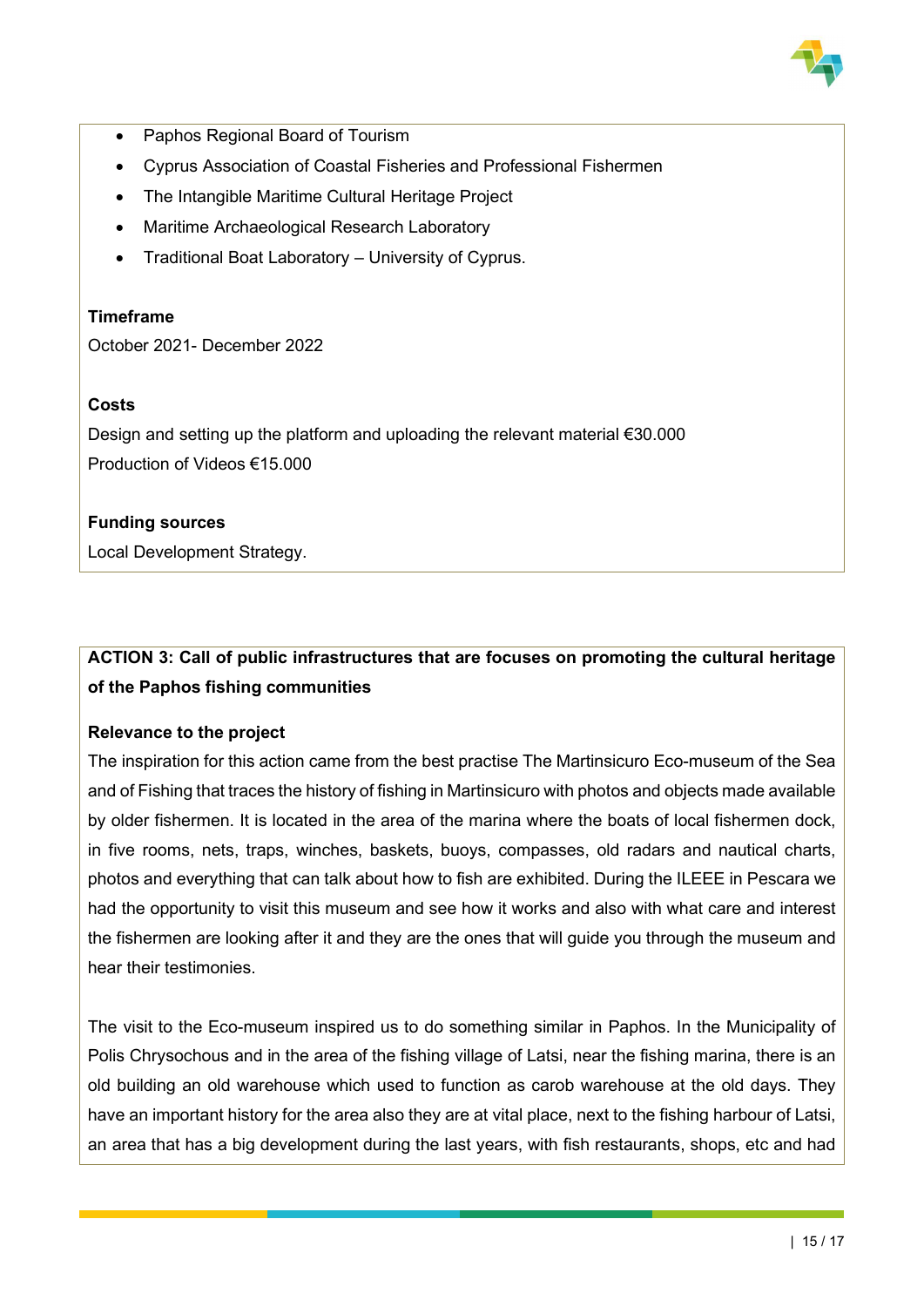- Paphos Regional Board of Tourism
- Cyprus Association of Coastal Fisheries and Professional Fishermen
- The Intangible Maritime Cultural Heritage Project
- Maritime Archaeological Research Laboratory
- Traditional Boat Laboratory – University of Cyprus.

**Timeframe**

October 2021- December 2022

**Costs**

Design and setting up the platform and uploading the relevant material €30.000

Production of Videos €15.000

**Funding sources**

Local Development Strategy.

**ACTION 3: Call of public infrastructures that are focuses on promoting the cultural heritage of the Paphos fishing communities**

**Relevance to the project**

The inspiration for this action came from the best practise The Martinsicuro Eco-museum of the Sea and of Fishing that traces the history of fishing in Martinsicuro with photos and objects made available by older fishermen. It is located in the area of the marina where the boats of local fishermen dock, in five rooms, nets, traps, winches, baskets, buoys, compasses, old radars and nautical charts, photos and everything that can talk about how to fish are exhibited. During the ILEEE in Pescara we had the opportunity to visit this museum and see how it works and also with what care and interest the fishermen are looking after it and they are the ones that will guide you through the museum and hear their testimonies.

The visit to the Eco-museum inspired us to do something similar in Paphos. In the Municipality of Polis Chrysochous and in the area of the fishing village of Latsi, near the fishing marina, there is an old building an old warehouse which used to function as carob warehouse at the old days. They have an important history for the area also they are at vital place, next to the fishing harbour of Latsi, an area that has a big development during the last years, with fish restaurants, shops, etc and had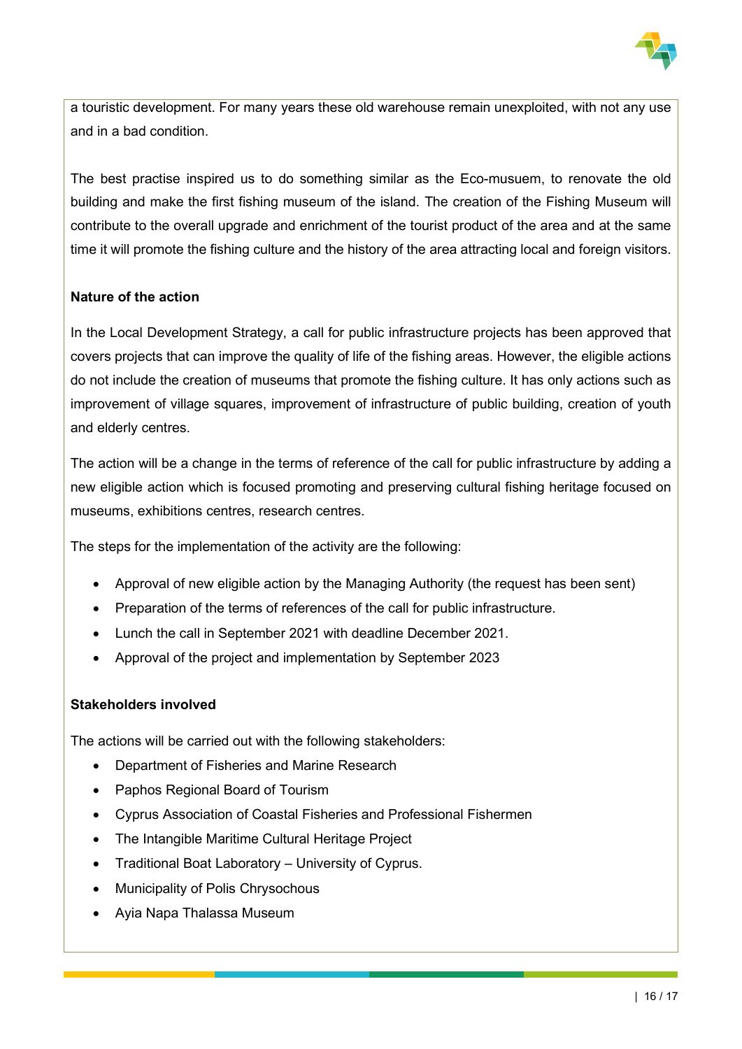a touristic development. For many years these old warehouse remain unexploited, with not any use and in a bad condition.

The best practise inspired us to do something similar as the Eco-musuem, to renovate the old building and make the first fishing museum of the island. The creation of the Fishing Museum will contribute to the overall upgrade and enrichment of the tourist product of the area and at the same time it will promote the fishing culture and the history of the area attracting local and foreign visitors.

**Nature of the action**

In the Local Development Strategy, a call for public infrastructure projects has been approved that covers projects that can improve the quality of life of the fishing areas. However, the eligible actions do not include the creation of museums that promote the fishing culture. It has only actions such as improvement of village squares, improvement of infrastructure of public building, creation of youth and elderly centres.

The action will be a change in the terms of reference of the call for public infrastructure by adding a new eligible action which is focused promoting and preserving cultural fishing heritage focused on museums, exhibitions centres, research centres.

The steps for the implementation of the activity are the following:

- Approval of new eligible action by the Managing Authority (the request has been sent)
- Preparation of the terms of references of the call for public infrastructure.
- Lunch the call in September 2021 with deadline December 2021.
- Approval of the project and implementation by September 2023

**Stakeholders involved**

The actions will be carried out with the following stakeholders:

- Department of Fisheries and Marine Research
- Paphos Regional Board of Tourism
- Cyprus Association of Coastal Fisheries and Professional Fishermen
- The Intangible Maritime Cultural Heritage Project
- Traditional Boat Laboratory – University of Cyprus.
- Municipality of Polis Chrysochous
- Ayia Napa Thalassa Museum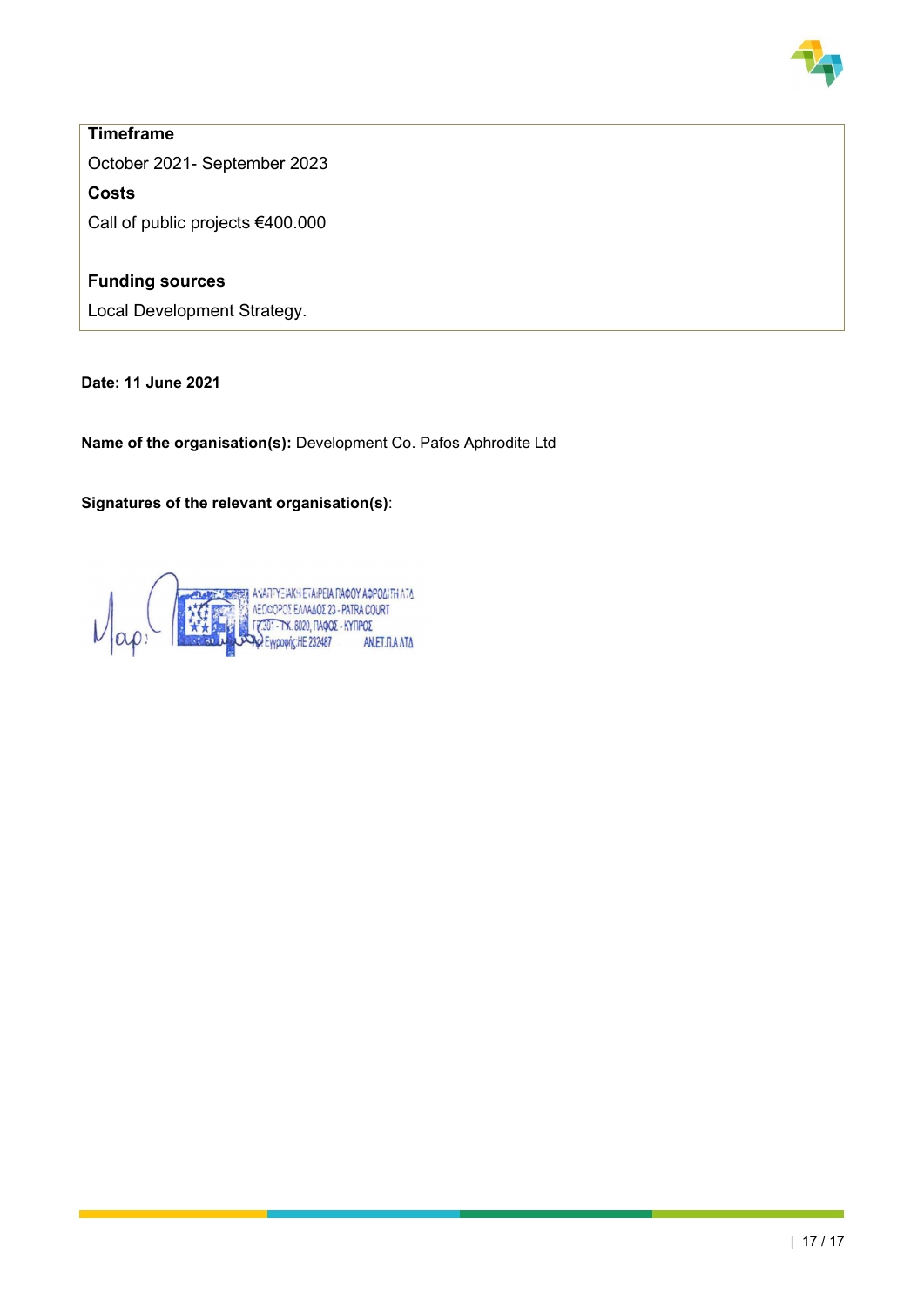**Timeframe**

October 2021- September 2023

**Costs**

Call of public projects €400.000

**Funding sources**

Local Development Strategy.

**Date: 11 June 2021**

**Name of the organisation(s):** Development Co. Pafos Aphrodite Ltd

**Signatures of the relevant organisation(s)**:

ΑΝΑΠΤΥΞΙΑΚΗ ΕΤΑΙΡΕΙΑ ΠΑΦΟΥ ΑΦΡΟΔΙΤΗ ΛΤΔ
ΛΕΩΦΟΡΟΣ ΕΛΛΑΔΟΣ 23 - PATRA COURT
ΓΡ. 301 - Τ.Κ. 8020, ΠΑΦΟΣ - ΚΥΠΡΟΣ
Αρ. Εγγραφής HE 232487 ΑΝ.ΕΤ.ΠΑ ΛΤΔ